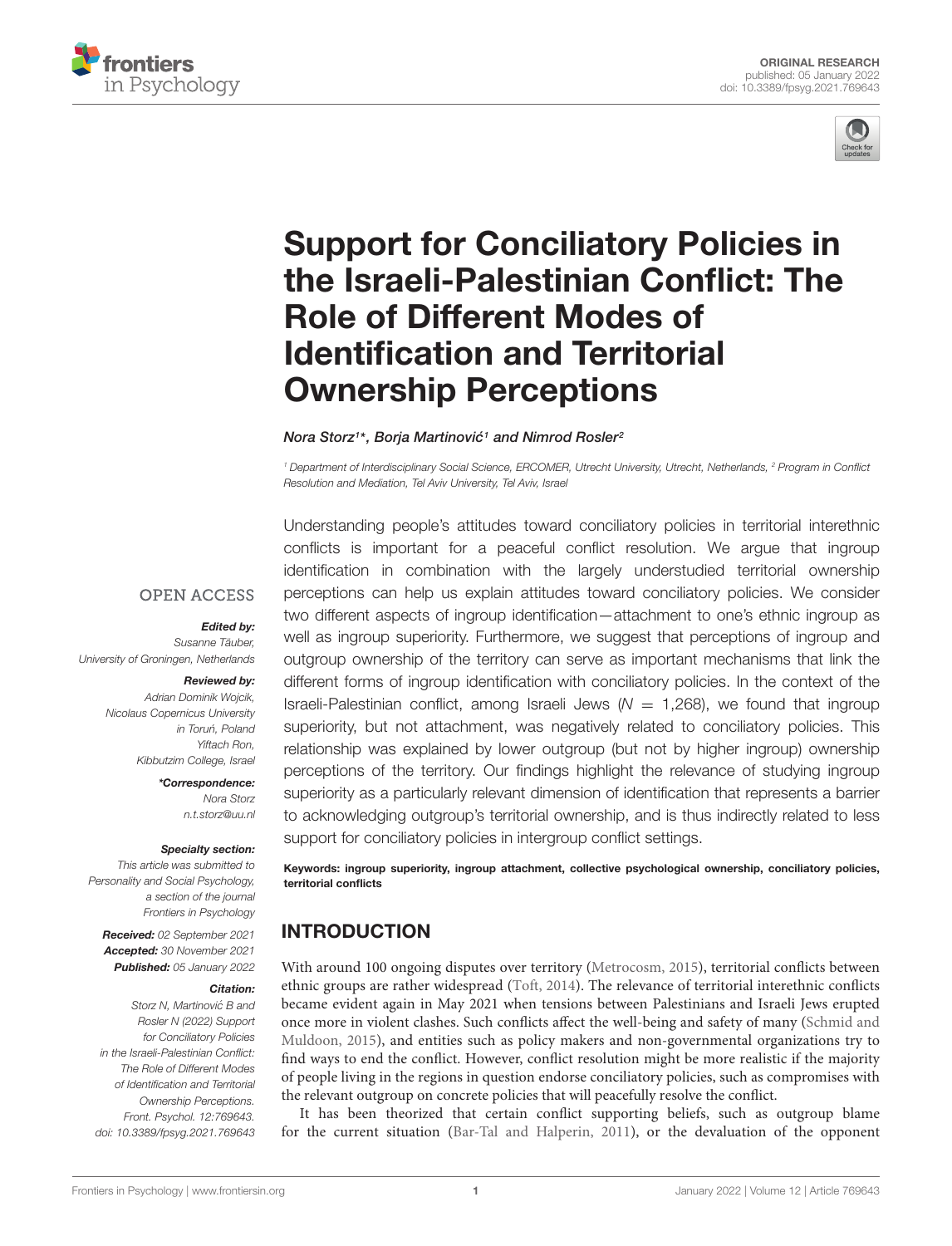ORIGINAL RESEARCH
published: 05 January 2022
doi: 10.3389/fpsyg.2021.769643

# Support for Conciliatory Policies in the Israeli-Palestinian Conflict: The Role of Different Modes of Identification and Territorial Ownership Perceptions

*Nora Storz[1]\*, Borja Martinović[1] and Nimrod Rosler[2]*

[1] Department of Interdisciplinary Social Science, ERCOMER, Utrecht University, Utrecht, Netherlands, [2] Program in Conflict Resolution and Mediation, Tel Aviv University, Tel Aviv, Israel

OPEN ACCESS

***Edited by:***
Susanne Täuber,
University of Groningen, Netherlands

***Reviewed by:***
Adrian Dominik Wojcik,
Nicolaus Copernicus University in Toruń, Poland
Yiftach Ron,
Kibbutzim College, Israel

***\*Correspondence:***
Nora Storz
n.t.storz@uu.nl

***Specialty section:***
This article was submitted to Personality and Social Psychology, a section of the journal Frontiers in Psychology

***Received:*** 02 September 2021
***Accepted:*** 30 November 2021
***Published:*** 05 January 2022

***Citation:***
Storz N, Martinović B and Rosler N (2022) Support for Conciliatory Policies in the Israeli-Palestinian Conflict: The Role of Different Modes of Identification and Territorial Ownership Perceptions. Front. Psychol. 12:769643. doi: 10.3389/fpsyg.2021.769643

Understanding people's attitudes toward conciliatory policies in territorial interethnic conflicts is important for a peaceful conflict resolution. We argue that ingroup identification in combination with the largely understudied territorial ownership perceptions can help us explain attitudes toward conciliatory policies. We consider two different aspects of ingroup identification—attachment to one's ethnic ingroup as well as ingroup superiority. Furthermore, we suggest that perceptions of ingroup and outgroup ownership of the territory can serve as important mechanisms that link the different forms of ingroup identification with conciliatory policies. In the context of the Israeli-Palestinian conflict, among Israeli Jews ($N = 1,268$), we found that ingroup superiority, but not attachment, was negatively related to conciliatory policies. This relationship was explained by lower outgroup (but not by higher ingroup) ownership perceptions of the territory. Our findings highlight the relevance of studying ingroup superiority as a particularly relevant dimension of identification that represents a barrier to acknowledging outgroup's territorial ownership, and is thus indirectly related to less support for conciliatory policies in intergroup conflict settings.

**Keywords: ingroup superiority, ingroup attachment, collective psychological ownership, conciliatory policies, territorial conflicts**

## INTRODUCTION

With around 100 ongoing disputes over territory (Metrocosm, 2015), territorial conflicts between ethnic groups are rather widespread (Toft, 2014). The relevance of territorial interethnic conflicts became evident again in May 2021 when tensions between Palestinians and Israeli Jews erupted once more in violent clashes. Such conflicts affect the well-being and safety of many (Schmid and Muldoon, 2015), and entities such as policy makers and non-governmental organizations try to find ways to end the conflict. However, conflict resolution might be more realistic if the majority of people living in the regions in question endorse conciliatory policies, such as compromises with the relevant outgroup on concrete policies that will peacefully resolve the conflict.

It has been theorized that certain conflict supporting beliefs, such as outgroup blame for the current situation (Bar-Tal and Halperin, 2011), or the devaluation of the opponent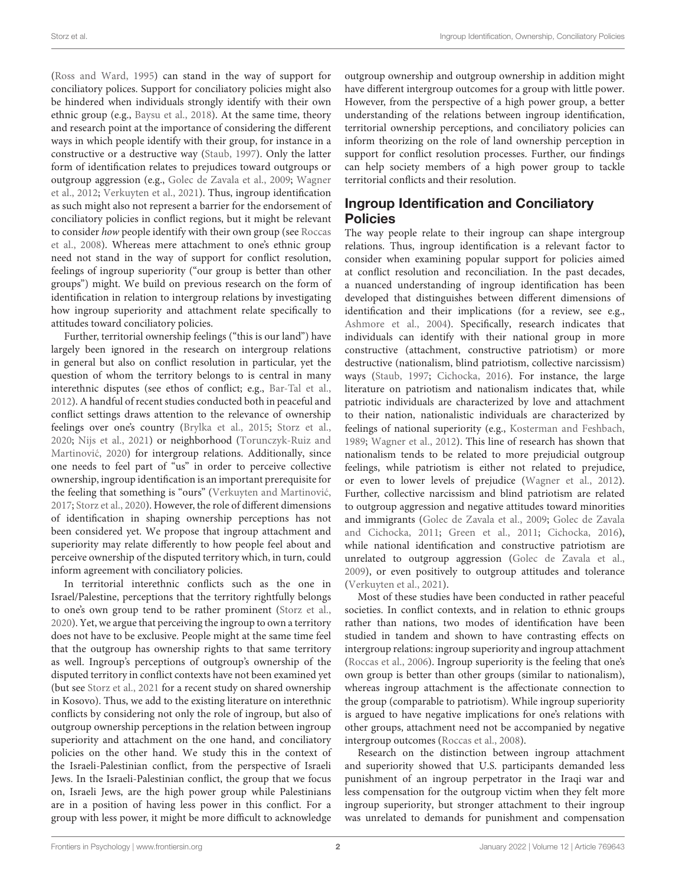(Ross and Ward, 1995) can stand in the way of support for conciliatory polices. Support for conciliatory policies might also be hindered when individuals strongly identify with their own ethnic group (e.g., Baysu et al., 2018). At the same time, theory and research point at the importance of considering the different ways in which people identify with their group, for instance in a constructive or a destructive way (Staub, 1997). Only the latter form of identification relates to prejudices toward outgroups or outgroup aggression (e.g., Golec de Zavala et al., 2009; Wagner et al., 2012; Verkuyten et al., 2021). Thus, ingroup identification as such might also not represent a barrier for the endorsement of conciliatory policies in conflict regions, but it might be relevant to consider *how* people identify with their own group (see Roccas et al., 2008). Whereas mere attachment to one's ethnic group need not stand in the way of support for conflict resolution, feelings of ingroup superiority ("our group is better than other groups") might. We build on previous research on the form of identification in relation to intergroup relations by investigating how ingroup superiority and attachment relate specifically to attitudes toward conciliatory policies.

Further, territorial ownership feelings ("this is our land") have largely been ignored in the research on intergroup relations in general but also on conflict resolution in particular, yet the question of whom the territory belongs to is central in many interethnic disputes (see ethos of conflict; e.g., Bar-Tal et al., 2012). A handful of recent studies conducted both in peaceful and conflict settings draws attention to the relevance of ownership feelings over one's country (Brylka et al., 2015; Storz et al., 2020; Nijs et al., 2021) or neighborhood (Torunczyk-Ruiz and Martinović, 2020) for intergroup relations. Additionally, since one needs to feel part of "us" in order to perceive collective ownership, ingroup identification is an important prerequisite for the feeling that something is "ours" (Verkuyten and Martinović, 2017; Storz et al., 2020). However, the role of different dimensions of identification in shaping ownership perceptions has not been considered yet. We propose that ingroup attachment and superiority may relate differently to how people feel about and perceive ownership of the disputed territory which, in turn, could inform agreement with conciliatory policies.

In territorial interethnic conflicts such as the one in Israel/Palestine, perceptions that the territory rightfully belongs to one's own group tend to be rather prominent (Storz et al., 2020). Yet, we argue that perceiving the ingroup to own a territory does not have to be exclusive. People might at the same time feel that the outgroup has ownership rights to that same territory as well. Ingroup's perceptions of outgroup's ownership of the disputed territory in conflict contexts have not been examined yet (but see Storz et al., 2021 for a recent study on shared ownership in Kosovo). Thus, we add to the existing literature on interethnic conflicts by considering not only the role of ingroup, but also of outgroup ownership perceptions in the relation between ingroup superiority and attachment on the one hand, and conciliatory policies on the other hand. We study this in the context of the Israeli-Palestinian conflict, from the perspective of Israeli Jews. In the Israeli-Palestinian conflict, the group that we focus on, Israeli Jews, are the high power group while Palestinians are in a position of having less power in this conflict. For a group with less power, it might be more difficult to acknowledge outgroup ownership and outgroup ownership in addition might have different intergroup outcomes for a group with little power. However, from the perspective of a high power group, a better understanding of the relations between ingroup identification, territorial ownership perceptions, and conciliatory policies can inform theorizing on the role of land ownership perception in support for conflict resolution processes. Further, our findings can help society members of a high power group to tackle territorial conflicts and their resolution.

## Ingroup Identification and Conciliatory Policies

The way people relate to their ingroup can shape intergroup relations. Thus, ingroup identification is a relevant factor to consider when examining popular support for policies aimed at conflict resolution and reconciliation. In the past decades, a nuanced understanding of ingroup identification has been developed that distinguishes between different dimensions of identification and their implications (for a review, see e.g., Ashmore et al., 2004). Specifically, research indicates that individuals can identify with their national group in more constructive (attachment, constructive patriotism) or more destructive (nationalism, blind patriotism, collective narcissism) ways (Staub, 1997; Cichocka, 2016). For instance, the large literature on patriotism and nationalism indicates that, while patriotic individuals are characterized by love and attachment to their nation, nationalistic individuals are characterized by feelings of national superiority (e.g., Kosterman and Feshbach, 1989; Wagner et al., 2012). This line of research has shown that nationalism tends to be related to more prejudicial outgroup feelings, while patriotism is either not related to prejudice, or even to lower levels of prejudice (Wagner et al., 2012). Further, collective narcissism and blind patriotism are related to outgroup aggression and negative attitudes toward minorities and immigrants (Golec de Zavala et al., 2009; Golec de Zavala and Cichocka, 2011; Green et al., 2011; Cichocka, 2016), while national identification and constructive patriotism are unrelated to outgroup aggression (Golec de Zavala et al., 2009), or even positively to outgroup attitudes and tolerance (Verkuyten et al., 2021).

Most of these studies have been conducted in rather peaceful societies. In conflict contexts, and in relation to ethnic groups rather than nations, two modes of identification have been studied in tandem and shown to have contrasting effects on intergroup relations: ingroup superiority and ingroup attachment (Roccas et al., 2006). Ingroup superiority is the feeling that one's own group is better than other groups (similar to nationalism), whereas ingroup attachment is the affectionate connection to the group (comparable to patriotism). While ingroup superiority is argued to have negative implications for one's relations with other groups, attachment need not be accompanied by negative intergroup outcomes (Roccas et al., 2008).

Research on the distinction between ingroup attachment and superiority showed that U.S. participants demanded less punishment of an ingroup perpetrator in the Iraqi war and less compensation for the outgroup victim when they felt more ingroup superiority, but stronger attachment to their ingroup was unrelated to demands for punishment and compensation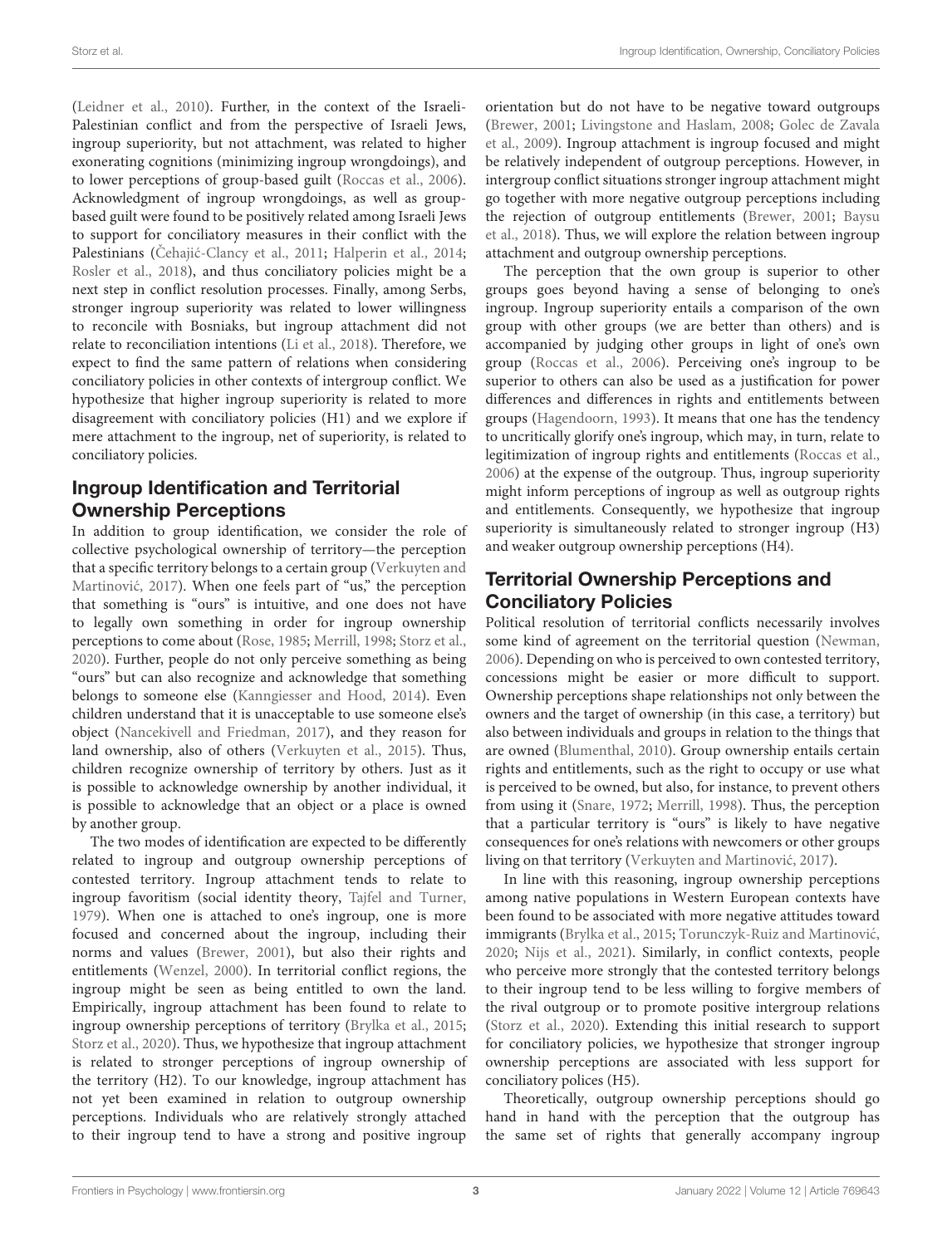(Leidner et al., 2010). Further, in the context of the Israeli-Palestinian conflict and from the perspective of Israeli Jews, ingroup superiority, but not attachment, was related to higher exonerating cognitions (minimizing ingroup wrongdoings), and to lower perceptions of group-based guilt (Roccas et al., 2006). Acknowledgment of ingroup wrongdoings, as well as group-based guilt were found to be positively related among Israeli Jews to support for conciliatory measures in their conflict with the Palestinians (Čehajić-Clancy et al., 2011; Halperin et al., 2014; Rosler et al., 2018), and thus conciliatory policies might be a next step in conflict resolution processes. Finally, among Serbs, stronger ingroup superiority was related to lower willingness to reconcile with Bosniaks, but ingroup attachment did not relate to reconciliation intentions (Li et al., 2018). Therefore, we expect to find the same pattern of relations when considering conciliatory policies in other contexts of intergroup conflict. We hypothesize that higher ingroup superiority is related to more disagreement with conciliatory policies (H1) and we explore if mere attachment to the ingroup, net of superiority, is related to conciliatory policies.

## Ingroup Identification and Territorial Ownership Perceptions

In addition to group identification, we consider the role of collective psychological ownership of territory—the perception that a specific territory belongs to a certain group (Verkuyten and Martinović, 2017). When one feels part of "us," the perception that something is "ours" is intuitive, and one does not have to legally own something in order for ingroup ownership perceptions to come about (Rose, 1985; Merrill, 1998; Storz et al., 2020). Further, people do not only perceive something as being "ours" but can also recognize and acknowledge that something belongs to someone else (Kanngiesser and Hood, 2014). Even children understand that it is unacceptable to use someone else's object (Nancekivell and Friedman, 2017), and they reason for land ownership, also of others (Verkuyten et al., 2015). Thus, children recognize ownership of territory by others. Just as it is possible to acknowledge ownership by another individual, it is possible to acknowledge that an object or a place is owned by another group.

The two modes of identification are expected to be differently related to ingroup and outgroup ownership perceptions of contested territory. Ingroup attachment tends to relate to ingroup favoritism (social identity theory, Tajfel and Turner, 1979). When one is attached to one's ingroup, one is more focused and concerned about the ingroup, including their norms and values (Brewer, 2001), but also their rights and entitlements (Wenzel, 2000). In territorial conflict regions, the ingroup might be seen as being entitled to own the land. Empirically, ingroup attachment has been found to relate to ingroup ownership perceptions of territory (Brylka et al., 2015; Storz et al., 2020). Thus, we hypothesize that ingroup attachment is related to stronger perceptions of ingroup ownership of the territory (H2). To our knowledge, ingroup attachment has not yet been examined in relation to outgroup ownership perceptions. Individuals who are relatively strongly attached to their ingroup tend to have a strong and positive ingroup orientation but do not have to be negative toward outgroups (Brewer, 2001; Livingstone and Haslam, 2008; Golec de Zavala et al., 2009). Ingroup attachment is ingroup focused and might be relatively independent of outgroup perceptions. However, in intergroup conflict situations stronger ingroup attachment might go together with more negative outgroup perceptions including the rejection of outgroup entitlements (Brewer, 2001; Baysu et al., 2018). Thus, we will explore the relation between ingroup attachment and outgroup ownership perceptions.

The perception that the own group is superior to other groups goes beyond having a sense of belonging to one's ingroup. Ingroup superiority entails a comparison of the own group with other groups (we are better than others) and is accompanied by judging other groups in light of one's own group (Roccas et al., 2006). Perceiving one's ingroup to be superior to others can also be used as a justification for power differences and differences in rights and entitlements between groups (Hagendoorn, 1993). It means that one has the tendency to uncritically glorify one's ingroup, which may, in turn, relate to legitimization of ingroup rights and entitlements (Roccas et al., 2006) at the expense of the outgroup. Thus, ingroup superiority might inform perceptions of ingroup as well as outgroup rights and entitlements. Consequently, we hypothesize that ingroup superiority is simultaneously related to stronger ingroup (H3) and weaker outgroup ownership perceptions (H4).

## Territorial Ownership Perceptions and Conciliatory Policies

Political resolution of territorial conflicts necessarily involves some kind of agreement on the territorial question (Newman, 2006). Depending on who is perceived to own contested territory, concessions might be easier or more difficult to support. Ownership perceptions shape relationships not only between the owners and the target of ownership (in this case, a territory) but also between individuals and groups in relation to the things that are owned (Blumenthal, 2010). Group ownership entails certain rights and entitlements, such as the right to occupy or use what is perceived to be owned, but also, for instance, to prevent others from using it (Snare, 1972; Merrill, 1998). Thus, the perception that a particular territory is "ours" is likely to have negative consequences for one's relations with newcomers or other groups living on that territory (Verkuyten and Martinović, 2017).

In line with this reasoning, ingroup ownership perceptions among native populations in Western European contexts have been found to be associated with more negative attitudes toward immigrants (Brylka et al., 2015; Torunczyk-Ruiz and Martinović, 2020; Nijs et al., 2021). Similarly, in conflict contexts, people who perceive more strongly that the contested territory belongs to their ingroup tend to be less willing to forgive members of the rival outgroup or to promote positive intergroup relations (Storz et al., 2020). Extending this initial research to support for conciliatory policies, we hypothesize that stronger ingroup ownership perceptions are associated with less support for conciliatory polices (H5).

Theoretically, outgroup ownership perceptions should go hand in hand with the perception that the outgroup has the same set of rights that generally accompany ingroup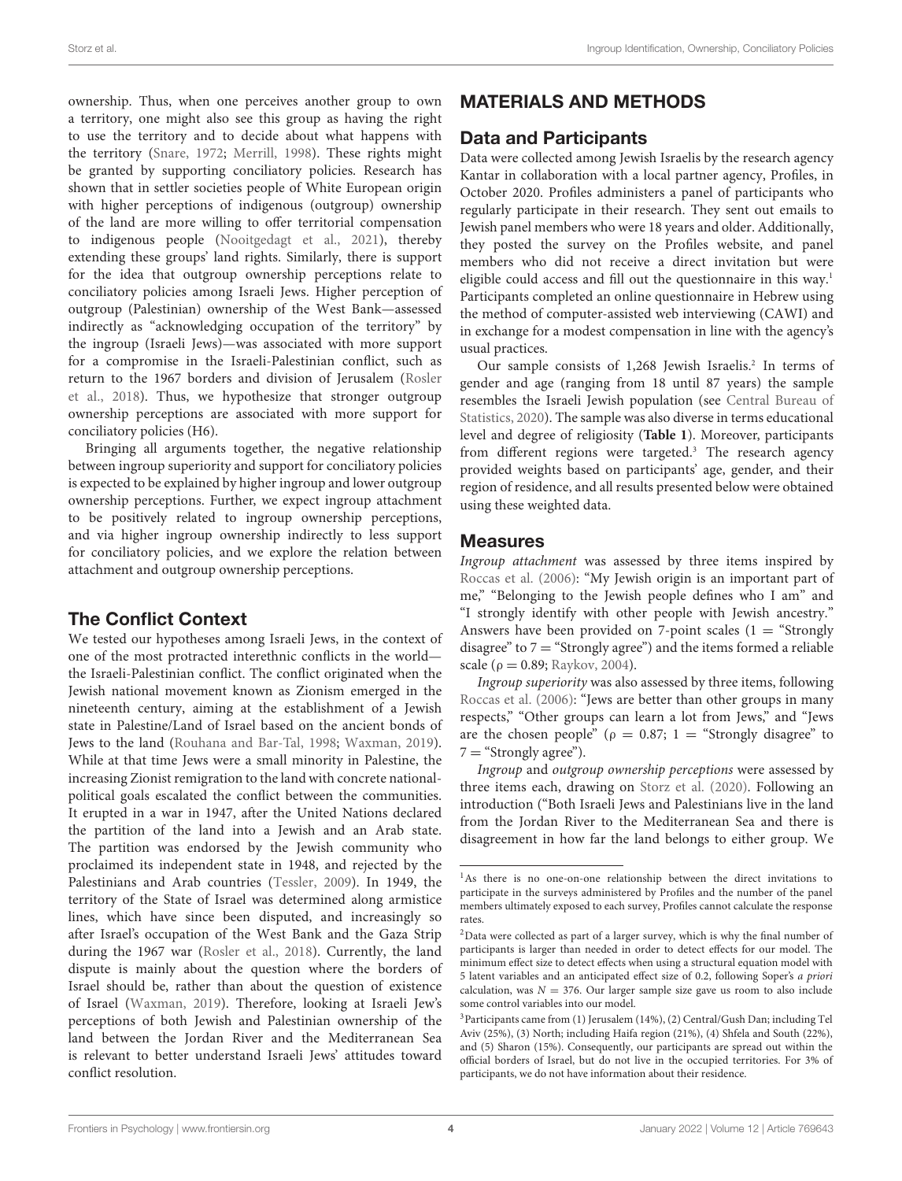ownership. Thus, when one perceives another group to own a territory, one might also see this group as having the right to use the territory and to decide about what happens with the territory (Snare, 1972; Merrill, 1998). These rights might be granted by supporting conciliatory policies. Research has shown that in settler societies people of White European origin with higher perceptions of indigenous (outgroup) ownership of the land are more willing to offer territorial compensation to indigenous people (Nooitgedagt et al., 2021), thereby extending these groups' land rights. Similarly, there is support for the idea that outgroup ownership perceptions relate to conciliatory policies among Israeli Jews. Higher perception of outgroup (Palestinian) ownership of the West Bank—assessed indirectly as "acknowledging occupation of the territory" by the ingroup (Israeli Jews)—was associated with more support for a compromise in the Israeli-Palestinian conflict, such as return to the 1967 borders and division of Jerusalem (Rosler et al., 2018). Thus, we hypothesize that stronger outgroup ownership perceptions are associated with more support for conciliatory policies (H6).

Bringing all arguments together, the negative relationship between ingroup superiority and support for conciliatory policies is expected to be explained by higher ingroup and lower outgroup ownership perceptions. Further, we expect ingroup attachment to be positively related to ingroup ownership perceptions, and via higher ingroup ownership indirectly to less support for conciliatory policies, and we explore the relation between attachment and outgroup ownership perceptions.

## The Conflict Context

We tested our hypotheses among Israeli Jews, in the context of one of the most protracted interethnic conflicts in the world—the Israeli-Palestinian conflict. The conflict originated when the Jewish national movement known as Zionism emerged in the nineteenth century, aiming at the establishment of a Jewish state in Palestine/Land of Israel based on the ancient bonds of Jews to the land (Rouhana and Bar-Tal, 1998; Waxman, 2019). While at that time Jews were a small minority in Palestine, the increasing Zionist remigration to the land with concrete national-political goals escalated the conflict between the communities. It erupted in a war in 1947, after the United Nations declared the partition of the land into a Jewish and an Arab state. The partition was endorsed by the Jewish community who proclaimed its independent state in 1948, and rejected by the Palestinians and Arab countries (Tessler, 2009). In 1949, the territory of the State of Israel was determined along armistice lines, which have since been disputed, and increasingly so after Israel's occupation of the West Bank and the Gaza Strip during the 1967 war (Rosler et al., 2018). Currently, the land dispute is mainly about the question where the borders of Israel should be, rather than about the question of existence of Israel (Waxman, 2019). Therefore, looking at Israeli Jew's perceptions of both Jewish and Palestinian ownership of the land between the Jordan River and the Mediterranean Sea is relevant to better understand Israeli Jews' attitudes toward conflict resolution.

# MATERIALS AND METHODS

## Data and Participants

Data were collected among Jewish Israelis by the research agency Kantar in collaboration with a local partner agency, Profiles, in October 2020. Profiles administers a panel of participants who regularly participate in their research. They sent out emails to Jewish panel members who were 18 years and older. Additionally, they posted the survey on the Profiles website, and panel members who did not receive a direct invitation but were eligible could access and fill out the questionnaire in this way.[1] Participants completed an online questionnaire in Hebrew using the method of computer-assisted web interviewing (CAWI) and in exchange for a modest compensation in line with the agency's usual practices.

Our sample consists of 1,268 Jewish Israelis.[2] In terms of gender and age (ranging from 18 until 87 years) the sample resembles the Israeli Jewish population (see Central Bureau of Statistics, 2020). The sample was also diverse in terms educational level and degree of religiosity (**Table 1**). Moreover, participants from different regions were targeted.[3] The research agency provided weights based on participants' age, gender, and their region of residence, and all results presented below were obtained using these weighted data.

## Measures

*Ingroup attachment* was assessed by three items inspired by Roccas et al. (2006): "My Jewish origin is an important part of me," "Belonging to the Jewish people defines who I am" and "I strongly identify with other people with Jewish ancestry." Answers have been provided on 7-point scales (1 = "Strongly disagree" to 7 = "Strongly agree") and the items formed a reliable scale ($\rho = 0.89$; Raykov, 2004).

*Ingroup superiority* was also assessed by three items, following Roccas et al. (2006): "Jews are better than other groups in many respects," "Other groups can learn a lot from Jews," and "Jews are the chosen people" ($\rho = 0.87$; 1 = "Strongly disagree" to 7 = "Strongly agree").

*Ingroup* and *outgroup ownership perceptions* were assessed by three items each, drawing on Storz et al. (2020). Following an introduction ("Both Israeli Jews and Palestinians live in the land from the Jordan River to the Mediterranean Sea and there is disagreement in how far the land belongs to either group. We

[1] As there is no one-on-one relationship between the direct invitations to participate in the surveys administered by Profiles and the number of the panel members ultimately exposed to each survey, Profiles cannot calculate the response rates.

[2] Data were collected as part of a larger survey, which is why the final number of participants is larger than needed in order to detect effects for our model. The minimum effect size to detect effects when using a structural equation model with 5 latent variables and an anticipated effect size of 0.2, following Soper's *a priori* calculation, was $N = 376$. Our larger sample size gave us room to also include some control variables into our model.

[3] Participants came from (1) Jerusalem (14%), (2) Central/Gush Dan; including Tel Aviv (25%), (3) North; including Haifa region (21%), (4) Shfela and South (22%), and (5) Sharon (15%). Consequently, our participants are spread out within the official borders of Israel, but do not live in the occupied territories. For 3% of participants, we do not have information about their residence.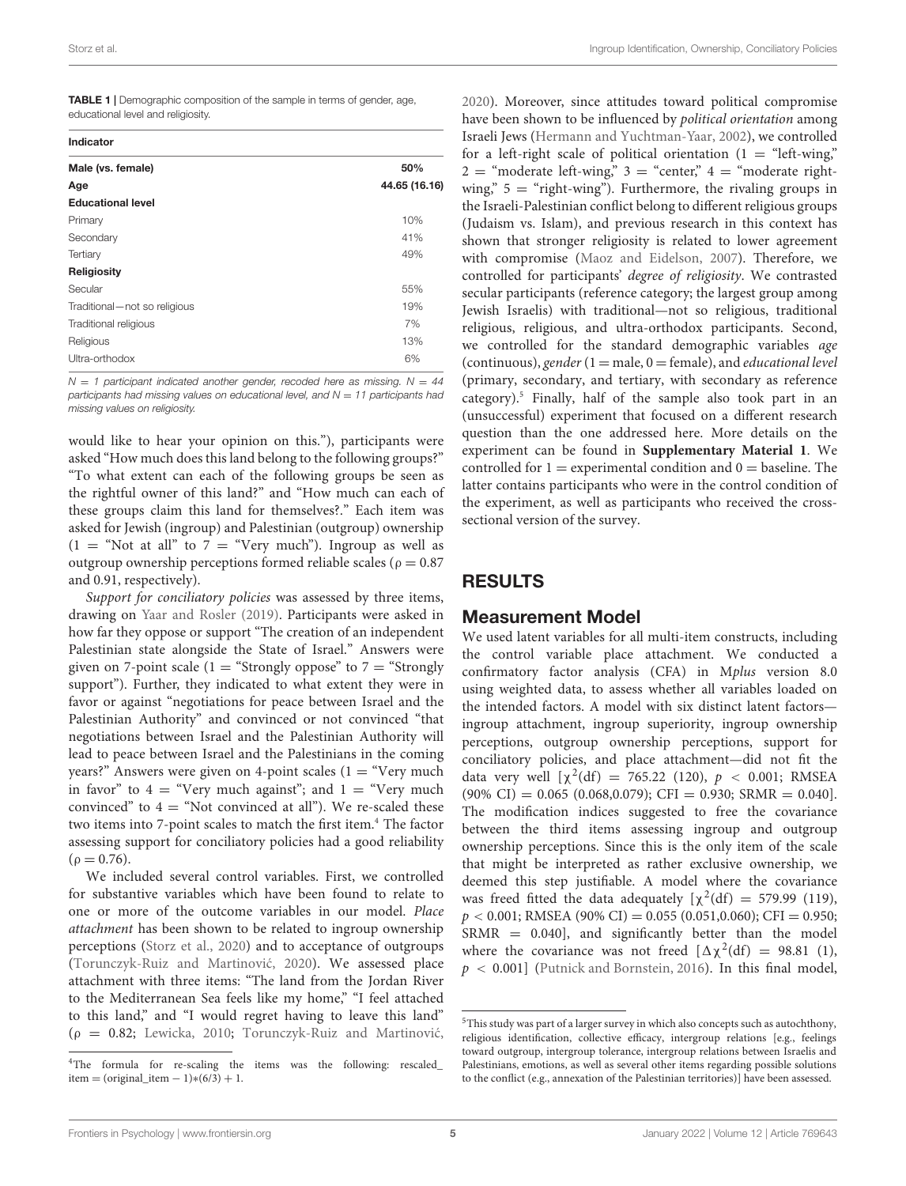**TABLE 1** | Demographic composition of the sample in terms of gender, age, educational level and religiosity.

| Indicator | |
|---|---|
| **Male (vs. female)** | **50%** |
| **Age** | **44.65 (16.16)** |
| **Educational level** | |
| Primary | 10% |
| Secondary | 41% |
| Tertiary | 49% |
| **Religiosity** | |
| Secular | 55% |
| Traditional—not so religious | 19% |
| Traditional religious | 7% |
| Religious | 13% |
| Ultra-orthodox | 6% |

*N = 1 participant indicated another gender, recoded here as missing. N = 44 participants had missing values on educational level, and N = 11 participants had missing values on religiosity.*

would like to hear your opinion on this."), participants were asked "How much does this land belong to the following groups?" "To what extent can each of the following groups be seen as the rightful owner of this land?" and "How much can each of these groups claim this land for themselves?." Each item was asked for Jewish (ingroup) and Palestinian (outgroup) ownership (1 = "Not at all" to 7 = "Very much"). Ingroup as well as outgroup ownership perceptions formed reliable scales ($\rho = 0.87$ and 0.91, respectively).

*Support for conciliatory policies* was assessed by three items, drawing on Yaar and Rosler (2019). Participants were asked in how far they oppose or support "The creation of an independent Palestinian state alongside the State of Israel." Answers were given on 7-point scale (1 = "Strongly oppose" to 7 = "Strongly support"). Further, they indicated to what extent they were in favor or against "negotiations for peace between Israel and the Palestinian Authority" and convinced or not convinced "that negotiations between Israel and the Palestinian Authority will lead to peace between Israel and the Palestinians in the coming years?" Answers were given on 4-point scales (1 = "Very much in favor" to 4 = "Very much against"; and 1 = "Very much convinced" to 4 = "Not convinced at all"). We re-scaled these two items into 7-point scales to match the first item.[4] The factor assessing support for conciliatory policies had a good reliability ($\rho = 0.76$).

We included several control variables. First, we controlled for substantive variables which have been found to relate to one or more of the outcome variables in our model. *Place attachment* has been shown to be related to ingroup ownership perceptions (Storz et al., 2020) and to acceptance of outgroups (Torunczyk-Ruiz and Martinović, 2020). We assessed place attachment with three items: "The land from the Jordan River to the Mediterranean Sea feels like my home," "I feel attached to this land," and "I would regret having to leave this land" ($\rho = 0.82$; Lewicka, 2010; Torunczyk-Ruiz and Martinović, 2020). Moreover, since attitudes toward political compromise have been shown to be influenced by *political orientation* among Israeli Jews (Hermann and Yuchtman-Yaar, 2002), we controlled for a left-right scale of political orientation (1 = "left-wing," 2 = "moderate left-wing," 3 = "center," 4 = "moderate right-wing," 5 = "right-wing"). Furthermore, the rivaling groups in the Israeli-Palestinian conflict belong to different religious groups (Judaism vs. Islam), and previous research in this context has shown that stronger religiosity is related to lower agreement with compromise (Maoz and Eidelson, 2007). Therefore, we controlled for participants' *degree of religiosity*. We contrasted secular participants (reference category; the largest group among Jewish Israelis) with traditional—not so religious, traditional religious, religious, and ultra-orthodox participants. Second, we controlled for the standard demographic variables *age* (continuous), *gender* (1 = male, 0 = female), and *educational level* (primary, secondary, and tertiary, with secondary as reference category).[5] Finally, half of the sample also took part in an (unsuccessful) experiment that focused on a different research question than the one addressed here. More details on the experiment can be found in **Supplementary Material 1**. We controlled for 1 = experimental condition and 0 = baseline. The latter contains participants who were in the control condition of the experiment, as well as participants who received the cross-sectional version of the survey.

## RESULTS

### Measurement Model

We used latent variables for all multi-item constructs, including the control variable place attachment. We conducted a confirmatory factor analysis (CFA) in M*plus* version 8.0 using weighted data, to assess whether all variables loaded on the intended factors. A model with six distinct latent factors—ingroup attachment, ingroup superiority, ingroup ownership perceptions, outgroup ownership perceptions, support for conciliatory policies, and place attachment—did not fit the data very well [$\chi^2$(df) = 765.22 (120), $p < 0.001$; RMSEA (90% CI) = 0.065 (0.068,0.079); CFI = 0.930; SRMR = 0.040]. The modification indices suggested to free the covariance between the third items assessing ingroup and outgroup ownership perceptions. Since this is the only item of the scale that might be interpreted as rather exclusive ownership, we deemed this step justifiable. A model where the covariance was freed fitted the data adequately [$\chi^2$(df) = 579.99 (119), $p < 0.001$; RMSEA (90% CI) = 0.055 (0.051,0.060); CFI = 0.950; SRMR = 0.040], and significantly better than the model where the covariance was not freed [$\Delta\chi^2$(df) = 98.81 (1), $p < 0.001$] (Putnick and Bornstein, 2016). In this final model,

[4] The formula for re-scaling the items was the following: rescaled_item = (original_item − 1)*(6/3) + 1.

[5] This study was part of a larger survey in which also concepts such as autochthony, religious identification, collective efficacy, intergroup relations [e.g., feelings toward outgroup, intergroup tolerance, intergroup relations between Israelis and Palestinians, emotions, as well as several other items regarding possible solutions to the conflict (e.g., annexation of the Palestinian territories)] have been assessed.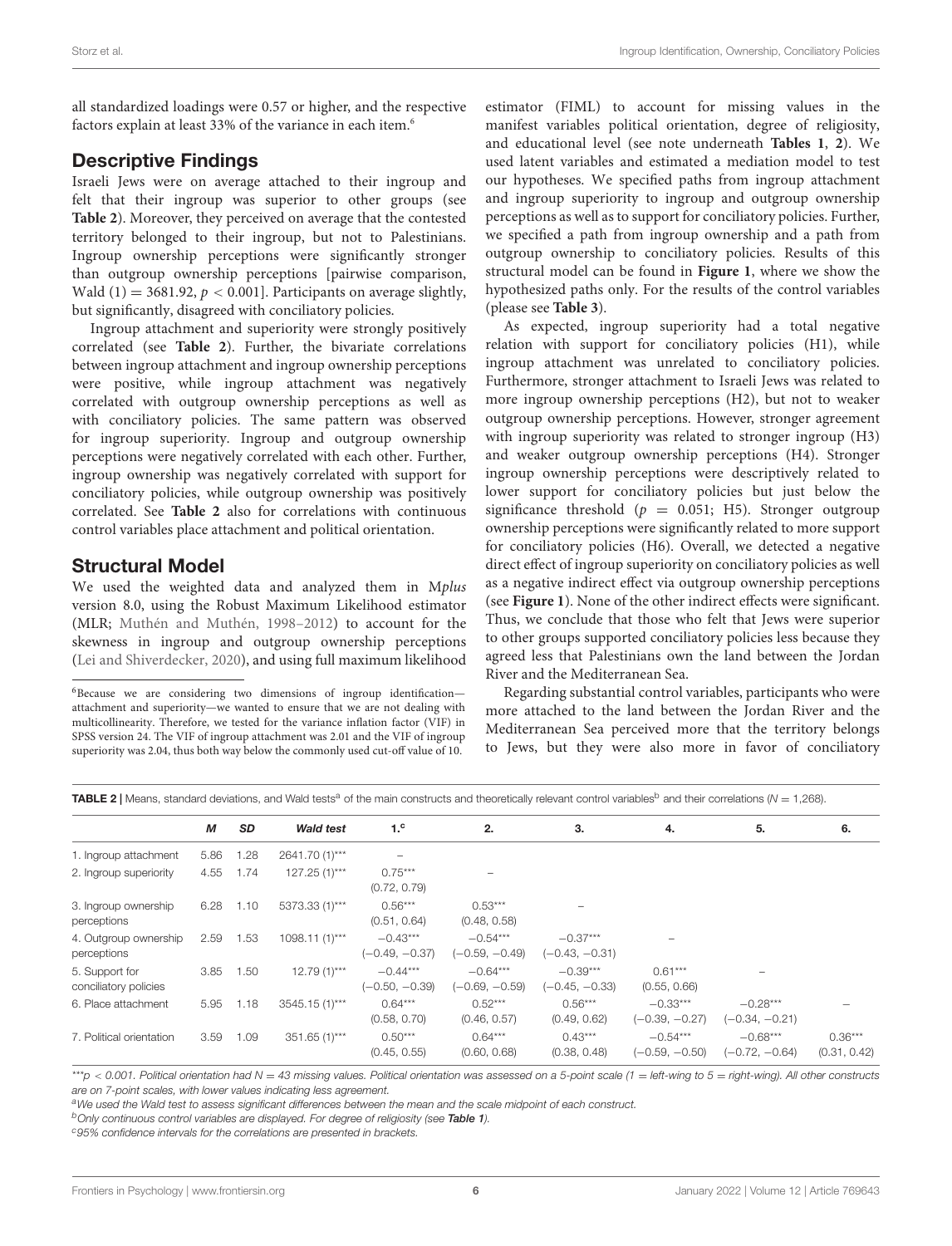all standardized loadings were 0.57 or higher, and the respective factors explain at least 33% of the variance in each item.[6]

## Descriptive Findings

Israeli Jews were on average attached to their ingroup and felt that their ingroup was superior to other groups (see **Table 2**). Moreover, they perceived on average that the contested territory belonged to their ingroup, but not to Palestinians. Ingroup ownership perceptions were significantly stronger than outgroup ownership perceptions [pairwise comparison, Wald $(1) = 3681.92$, $p < 0.001$]. Participants on average slightly, but significantly, disagreed with conciliatory policies.

Ingroup attachment and superiority were strongly positively correlated (see **Table 2**). Further, the bivariate correlations between ingroup attachment and ingroup ownership perceptions were positive, while ingroup attachment was negatively correlated with outgroup ownership perceptions as well as with conciliatory policies. The same pattern was observed for ingroup superiority. Ingroup and outgroup ownership perceptions were negatively correlated with each other. Further, ingroup ownership was negatively correlated with support for conciliatory policies, while outgroup ownership was positively correlated. See **Table 2** also for correlations with continuous control variables place attachment and political orientation.

## Structural Model

We used the weighted data and analyzed them in M*plus* version 8.0, using the Robust Maximum Likelihood estimator (MLR; Muthén and Muthén, 1998–2012) to account for the skewness in ingroup and outgroup ownership perceptions (Lei and Shiverdecker, 2020), and using full maximum likelihood estimator (FIML) to account for missing values in the manifest variables political orientation, degree of religiosity, and educational level (see note underneath **Tables 1**, **2**). We used latent variables and estimated a mediation model to test our hypotheses. We specified paths from ingroup attachment and ingroup superiority to ingroup and outgroup ownership perceptions as well as to support for conciliatory policies. Further, we specified a path from ingroup ownership and a path from outgroup ownership to conciliatory policies. Results of this structural model can be found in **Figure 1**, where we show the hypothesized paths only. For the results of the control variables (please see **Table 3**).

As expected, ingroup superiority had a total negative relation with support for conciliatory policies (H1), while ingroup attachment was unrelated to conciliatory policies. Furthermore, stronger attachment to Israeli Jews was related to more ingroup ownership perceptions (H2), but not to weaker outgroup ownership perceptions. However, stronger agreement with ingroup superiority was related to stronger ingroup (H3) and weaker outgroup ownership perceptions (H4). Stronger ingroup ownership perceptions were descriptively related to lower support for conciliatory policies but just below the significance threshold ($p = 0.051$; H5). Stronger outgroup ownership perceptions were significantly related to more support for conciliatory policies (H6). Overall, we detected a negative direct effect of ingroup superiority on conciliatory policies as well as a negative indirect effect via outgroup ownership perceptions (see **Figure 1**). None of the other indirect effects were significant. Thus, we conclude that those who felt that Jews were superior to other groups supported conciliatory policies less because they agreed less that Palestinians own the land between the Jordan River and the Mediterranean Sea.

Regarding substantial control variables, participants who were more attached to the land between the Jordan River and the Mediterranean Sea perceived more that the territory belongs to Jews, but they were also more in favor of conciliatory

[6]Because we are considering two dimensions of ingroup identification—attachment and superiority—we wanted to ensure that we are not dealing with multicollinearity. Therefore, we tested for the variance inflation factor (VIF) in SPSS version 24. The VIF of ingroup attachment was 2.01 and the VIF of ingroup superiority was 2.04, thus both way below the commonly used cut-off value of 10.

**TABLE 2** | Means, standard deviations, and Wald tests[a] of the main constructs and theoretically relevant control variables[b] and their correlations ($N = 1{,}268$).

| | *M* | *SD* | *Wald test* | 1.[c] | 2. | 3. | 4. | 5. | 6. |
|---|---|---|---|---|---|---|---|---|---|
| 1. Ingroup attachment | 5.86 | 1.28 | 2641.70 (1)*** | – | | | | | |
| 2. Ingroup superiority | 4.55 | 1.74 | 127.25 (1)*** | 0.75*** (0.72, 0.79) | – | | | | |
| 3. Ingroup ownership perceptions | 6.28 | 1.10 | 5373.33 (1)*** | 0.56*** (0.51, 0.64) | 0.53*** (0.48, 0.58) | – | | | |
| 4. Outgroup ownership perceptions | 2.59 | 1.53 | 1098.11 (1)*** | −0.43*** (−0.49, −0.37) | −0.54*** (−0.59, −0.49) | −0.37*** (−0.43, −0.31) | – | | |
| 5. Support for conciliatory policies | 3.85 | 1.50 | 12.79 (1)*** | −0.44*** (−0.50, −0.39) | −0.64*** (−0.69, −0.59) | −0.39*** (−0.45, −0.33) | 0.61*** (0.55, 0.66) | – | |
| 6. Place attachment | 5.95 | 1.18 | 3545.15 (1)*** | 0.64*** (0.58, 0.70) | 0.52*** (0.46, 0.57) | 0.56*** (0.49, 0.62) | −0.33*** (−0.39, −0.27) | −0.28*** (−0.34, −0.21) | – |
| 7. Political orientation | 3.59 | 1.09 | 351.65 (1)*** | 0.50*** (0.45, 0.55) | 0.64*** (0.60, 0.68) | 0.43*** (0.38, 0.48) | −0.54*** (−0.59, −0.50) | −0.68*** (−0.72, −0.64) | 0.36*** (0.31, 0.42) |

****$p < 0.001$. Political orientation had $N = 43$ missing values. Political orientation was assessed on a 5-point scale (1 = left-wing to 5 = right-wing). All other constructs are on 7-point scales, with lower values indicating less agreement.*

*[a]We used the Wald test to assess significant differences between the mean and the scale midpoint of each construct.*

*[b]Only continuous control variables are displayed. For degree of religiosity (see **Table 1**).*

*[c]95% confidence intervals for the correlations are presented in brackets.*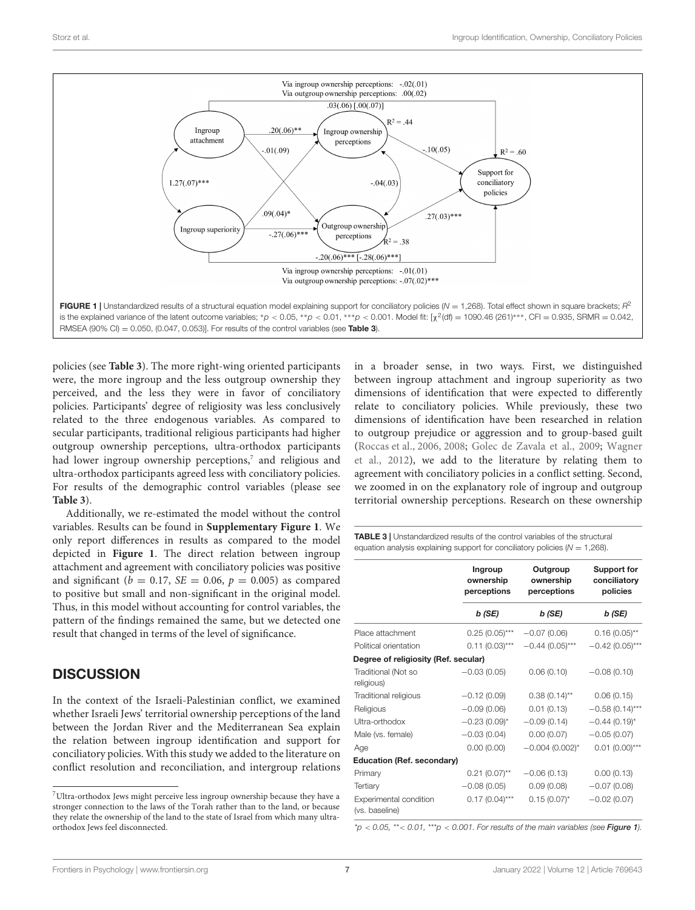FIGURE 1 | Unstandardized results of a structural equation model explaining support for conciliatory policies ($N = 1,268$). Total effect shown in square brackets; $R^2$ is the explained variance of the latent outcome variables; $*p < 0.05$, $**p < 0.01$, $***p < 0.001$. Model fit: [$\chi^2$(df) = 1090.46 (261)***, CFI = 0.935, SRMR = 0.042, RMSEA (90% CI) = 0.050, (0.047, 0.053)]. For results of the control variables (see **Table 3**).

policies (see **Table 3**). The more right-wing oriented participants were, the more ingroup and the less outgroup ownership they perceived, and the less they were in favor of conciliatory policies. Participants' degree of religiosity was less conclusively related to the three endogenous variables. As compared to secular participants, traditional religious participants had higher outgroup ownership perceptions, ultra-orthodox participants had lower ingroup ownership perceptions,[7] and religious and ultra-orthodox participants agreed less with conciliatory policies. For results of the demographic control variables (please see **Table 3**).

Additionally, we re-estimated the model without the control variables. Results can be found in **Supplementary Figure 1**. We only report differences in results as compared to the model depicted in **Figure 1**. The direct relation between ingroup attachment and agreement with conciliatory policies was positive and significant ($b = 0.17$, $SE = 0.06$, $p = 0.005$) as compared to positive but small and non-significant in the original model. Thus, in this model without accounting for control variables, the pattern of the findings remained the same, but we detected one result that changed in terms of the level of significance.

## DISCUSSION

In the context of the Israeli-Palestinian conflict, we examined whether Israeli Jews' territorial ownership perceptions of the land between the Jordan River and the Mediterranean Sea explain the relation between ingroup identification and support for conciliatory policies. With this study we added to the literature on conflict resolution and reconciliation, and intergroup relations in a broader sense, in two ways. First, we distinguished between ingroup attachment and ingroup superiority as two dimensions of identification that were expected to differently relate to conciliatory policies. While previously, these two dimensions of identification have been researched in relation to outgroup prejudice or aggression and to group-based guilt (Roccas et al., 2006, 2008; Golec de Zavala et al., 2009; Wagner et al., 2012), we add to the literature by relating them to agreement with conciliatory policies in a conflict setting. Second, we zoomed in on the explanatory role of ingroup and outgroup territorial ownership perceptions. Research on these ownership

**TABLE 3** | Unstandardized results of the control variables of the structural equation analysis explaining support for conciliatory policies ($N = 1,268$).

| | Ingroup ownership perceptions | Outgroup ownership perceptions | Support for conciliatory policies |
|---|---|---|---|
| | *b (SE)* | *b (SE)* | *b (SE)* |
| Place attachment | 0.25 (0.05)*** | −0.07 (0.06) | 0.16 (0.05)** |
| Political orientation | 0.11 (0.03)*** | −0.44 (0.05)*** | −0.42 (0.05)*** |
| **Degree of religiosity (Ref. secular)** | | | |
| Traditional (Not so religious) | −0.03 (0.05) | 0.06 (0.10) | −0.08 (0.10) |
| Traditional religious | −0.12 (0.09) | 0.38 (0.14)** | 0.06 (0.15) |
| Religious | −0.09 (0.06) | 0.01 (0.13) | −0.58 (0.14)*** |
| Ultra-orthodox | −0.23 (0.09)* | −0.09 (0.14) | −0.44 (0.19)* |
| Male (vs. female) | −0.03 (0.04) | 0.00 (0.07) | −0.05 (0.07) |
| Age | 0.00 (0.00) | −0.004 (0.002)* | 0.01 (0.00)*** |
| **Education (Ref. secondary)** | | | |
| Primary | 0.21 (0.07)** | −0.06 (0.13) | 0.00 (0.13) |
| Tertiary | −0.08 (0.05) | 0.09 (0.08) | −0.07 (0.08) |
| Experimental condition (vs. baseline) | 0.17 (0.04)*** | 0.15 (0.07)* | −0.02 (0.07) |

*$*p < 0.05$, $** < 0.01$, $***p < 0.001$. For results of the main variables (see **Figure 1**).*

[7] Ultra-orthodox Jews might perceive less ingroup ownership because they have a stronger connection to the laws of the Torah rather than to the land, or because they relate the ownership of the land to the state of Israel from which many ultra-orthodox Jews feel disconnected.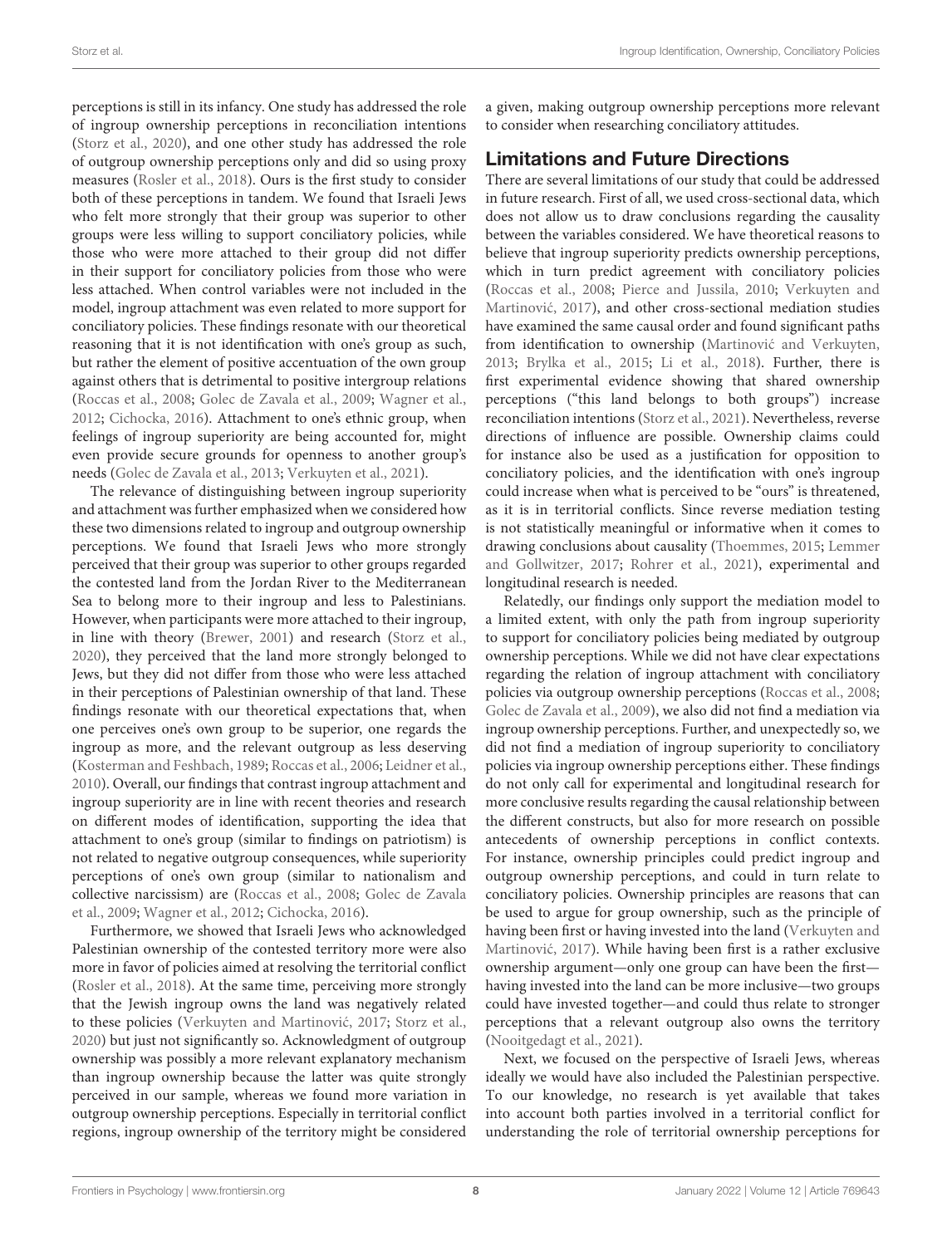perceptions is still in its infancy. One study has addressed the role of ingroup ownership perceptions in reconciliation intentions (Storz et al., 2020), and one other study has addressed the role of outgroup ownership perceptions only and did so using proxy measures (Rosler et al., 2018). Ours is the first study to consider both of these perceptions in tandem. We found that Israeli Jews who felt more strongly that their group was superior to other groups were less willing to support conciliatory policies, while those who were more attached to their group did not differ in their support for conciliatory policies from those who were less attached. When control variables were not included in the model, ingroup attachment was even related to more support for conciliatory policies. These findings resonate with our theoretical reasoning that it is not identification with one's group as such, but rather the element of positive accentuation of the own group against others that is detrimental to positive intergroup relations (Roccas et al., 2008; Golec de Zavala et al., 2009; Wagner et al., 2012; Cichocka, 2016). Attachment to one's ethnic group, when feelings of ingroup superiority are being accounted for, might even provide secure grounds for openness to another group's needs (Golec de Zavala et al., 2013; Verkuyten et al., 2021).

The relevance of distinguishing between ingroup superiority and attachment was further emphasized when we considered how these two dimensions related to ingroup and outgroup ownership perceptions. We found that Israeli Jews who more strongly perceived that their group was superior to other groups regarded the contested land from the Jordan River to the Mediterranean Sea to belong more to their ingroup and less to Palestinians. However, when participants were more attached to their ingroup, in line with theory (Brewer, 2001) and research (Storz et al., 2020), they perceived that the land more strongly belonged to Jews, but they did not differ from those who were less attached in their perceptions of Palestinian ownership of that land. These findings resonate with our theoretical expectations that, when one perceives one's own group to be superior, one regards the ingroup as more, and the relevant outgroup as less deserving (Kosterman and Feshbach, 1989; Roccas et al., 2006; Leidner et al., 2010). Overall, our findings that contrast ingroup attachment and ingroup superiority are in line with recent theories and research on different modes of identification, supporting the idea that attachment to one's group (similar to findings on patriotism) is not related to negative outgroup consequences, while superiority perceptions of one's own group (similar to nationalism and collective narcissism) are (Roccas et al., 2008; Golec de Zavala et al., 2009; Wagner et al., 2012; Cichocka, 2016).

Furthermore, we showed that Israeli Jews who acknowledged Palestinian ownership of the contested territory more were also more in favor of policies aimed at resolving the territorial conflict (Rosler et al., 2018). At the same time, perceiving more strongly that the Jewish ingroup owns the land was negatively related to these policies (Verkuyten and Martinović, 2017; Storz et al., 2020) but just not significantly so. Acknowledgment of outgroup ownership was possibly a more relevant explanatory mechanism than ingroup ownership because the latter was quite strongly perceived in our sample, whereas we found more variation in outgroup ownership perceptions. Especially in territorial conflict regions, ingroup ownership of the territory might be considered a given, making outgroup ownership perceptions more relevant to consider when researching conciliatory attitudes.

## Limitations and Future Directions

There are several limitations of our study that could be addressed in future research. First of all, we used cross-sectional data, which does not allow us to draw conclusions regarding the causality between the variables considered. We have theoretical reasons to believe that ingroup superiority predicts ownership perceptions, which in turn predict agreement with conciliatory policies (Roccas et al., 2008; Pierce and Jussila, 2010; Verkuyten and Martinović, 2017), and other cross-sectional mediation studies have examined the same causal order and found significant paths from identification to ownership (Martinović and Verkuyten, 2013; Brylka et al., 2015; Li et al., 2018). Further, there is first experimental evidence showing that shared ownership perceptions ("this land belongs to both groups") increase reconciliation intentions (Storz et al., 2021). Nevertheless, reverse directions of influence are possible. Ownership claims could for instance also be used as a justification for opposition to conciliatory policies, and the identification with one's ingroup could increase when what is perceived to be "ours" is threatened, as it is in territorial conflicts. Since reverse mediation testing is not statistically meaningful or informative when it comes to drawing conclusions about causality (Thoemmes, 2015; Lemmer and Gollwitzer, 2017; Rohrer et al., 2021), experimental and longitudinal research is needed.

Relatedly, our findings only support the mediation model to a limited extent, with only the path from ingroup superiority to support for conciliatory policies being mediated by outgroup ownership perceptions. While we did not have clear expectations regarding the relation of ingroup attachment with conciliatory policies via outgroup ownership perceptions (Roccas et al., 2008; Golec de Zavala et al., 2009), we also did not find a mediation via ingroup ownership perceptions. Further, and unexpectedly so, we did not find a mediation of ingroup superiority to conciliatory policies via ingroup ownership perceptions either. These findings do not only call for experimental and longitudinal research for more conclusive results regarding the causal relationship between the different constructs, but also for more research on possible antecedents of ownership perceptions in conflict contexts. For instance, ownership principles could predict ingroup and outgroup ownership perceptions, and could in turn relate to conciliatory policies. Ownership principles are reasons that can be used to argue for group ownership, such as the principle of having been first or having invested into the land (Verkuyten and Martinović, 2017). While having been first is a rather exclusive ownership argument—only one group can have been the first—having invested into the land can be more inclusive—two groups could have invested together—and could thus relate to stronger perceptions that a relevant outgroup also owns the territory (Nooitgedagt et al., 2021).

Next, we focused on the perspective of Israeli Jews, whereas ideally we would have also included the Palestinian perspective. To our knowledge, no research is yet available that takes into account both parties involved in a territorial conflict for understanding the role of territorial ownership perceptions for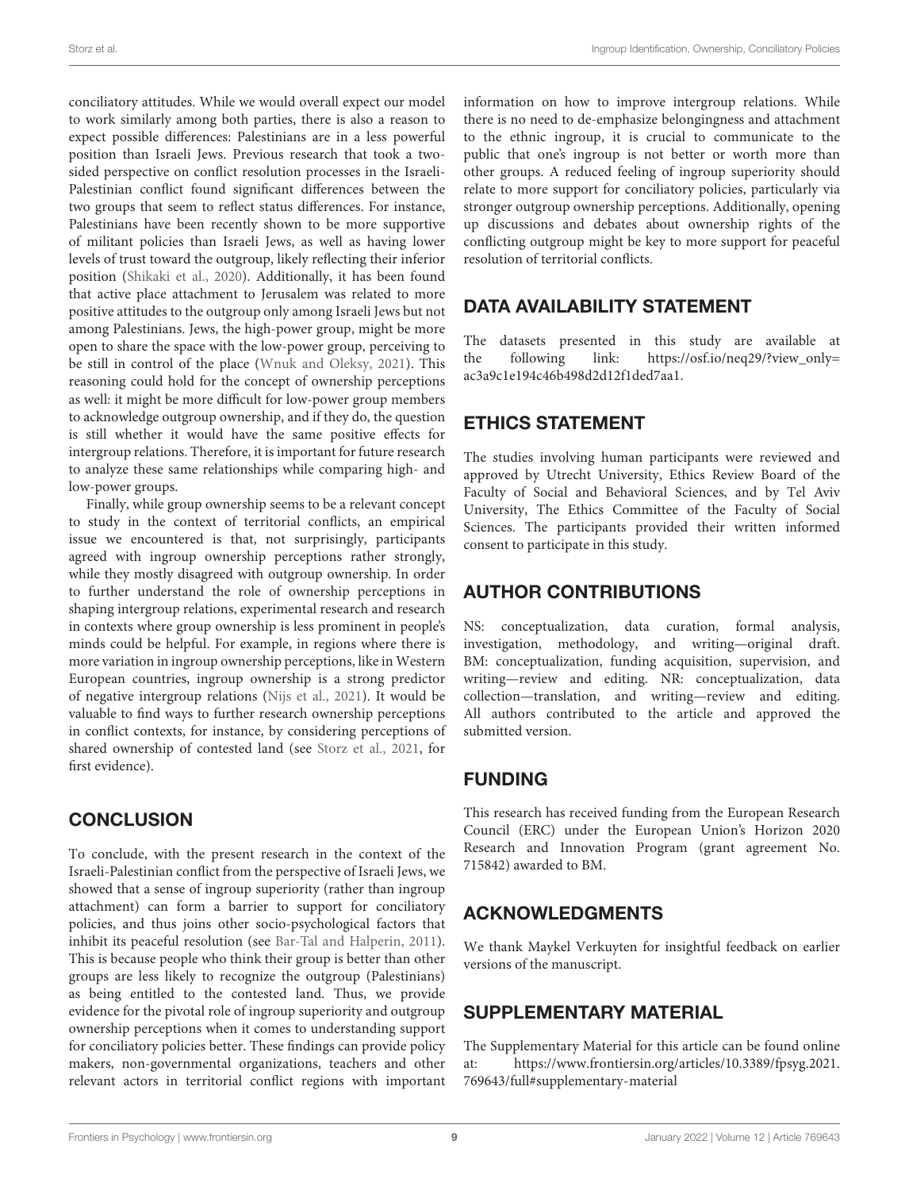conciliatory attitudes. While we would overall expect our model to work similarly among both parties, there is also a reason to expect possible differences: Palestinians are in a less powerful position than Israeli Jews. Previous research that took a two-sided perspective on conflict resolution processes in the Israeli-Palestinian conflict found significant differences between the two groups that seem to reflect status differences. For instance, Palestinians have been recently shown to be more supportive of militant policies than Israeli Jews, as well as having lower levels of trust toward the outgroup, likely reflecting their inferior position (Shikaki et al., 2020). Additionally, it has been found that active place attachment to Jerusalem was related to more positive attitudes to the outgroup only among Israeli Jews but not among Palestinians. Jews, the high-power group, might be more open to share the space with the low-power group, perceiving to be still in control of the place (Wnuk and Oleksy, 2021). This reasoning could hold for the concept of ownership perceptions as well: it might be more difficult for low-power group members to acknowledge outgroup ownership, and if they do, the question is still whether it would have the same positive effects for intergroup relations. Therefore, it is important for future research to analyze these same relationships while comparing high- and low-power groups.

Finally, while group ownership seems to be a relevant concept to study in the context of territorial conflicts, an empirical issue we encountered is that, not surprisingly, participants agreed with ingroup ownership perceptions rather strongly, while they mostly disagreed with outgroup ownership. In order to further understand the role of ownership perceptions in shaping intergroup relations, experimental research and research in contexts where group ownership is less prominent in people's minds could be helpful. For example, in regions where there is more variation in ingroup ownership perceptions, like in Western European countries, ingroup ownership is a strong predictor of negative intergroup relations (Nijs et al., 2021). It would be valuable to find ways to further research ownership perceptions in conflict contexts, for instance, by considering perceptions of shared ownership of contested land (see Storz et al., 2021, for first evidence).

## CONCLUSION

To conclude, with the present research in the context of the Israeli-Palestinian conflict from the perspective of Israeli Jews, we showed that a sense of ingroup superiority (rather than ingroup attachment) can form a barrier to support for conciliatory policies, and thus joins other socio-psychological factors that inhibit its peaceful resolution (see Bar-Tal and Halperin, 2011). This is because people who think their group is better than other groups are less likely to recognize the outgroup (Palestinians) as being entitled to the contested land. Thus, we provide evidence for the pivotal role of ingroup superiority and outgroup ownership perceptions when it comes to understanding support for conciliatory policies better. These findings can provide policy makers, non-governmental organizations, teachers and other relevant actors in territorial conflict regions with important information on how to improve intergroup relations. While there is no need to de-emphasize belongingness and attachment to the ethnic ingroup, it is crucial to communicate to the public that one's ingroup is not better or worth more than other groups. A reduced feeling of ingroup superiority should relate to more support for conciliatory policies, particularly via stronger outgroup ownership perceptions. Additionally, opening up discussions and debates about ownership rights of the conflicting outgroup might be key to more support for peaceful resolution of territorial conflicts.

## DATA AVAILABILITY STATEMENT

The datasets presented in this study are available at the following link: https://osf.io/neq29/?view_only=ac3a9c1e194c46b498d2d12f1ded7aa1.

## ETHICS STATEMENT

The studies involving human participants were reviewed and approved by Utrecht University, Ethics Review Board of the Faculty of Social and Behavioral Sciences, and by Tel Aviv University, The Ethics Committee of the Faculty of Social Sciences. The participants provided their written informed consent to participate in this study.

## AUTHOR CONTRIBUTIONS

NS: conceptualization, data curation, formal analysis, investigation, methodology, and writing—original draft. BM: conceptualization, funding acquisition, supervision, and writing—review and editing. NR: conceptualization, data collection—translation, and writing—review and editing. All authors contributed to the article and approved the submitted version.

## FUNDING

This research has received funding from the European Research Council (ERC) under the European Union's Horizon 2020 Research and Innovation Program (grant agreement No. 715842) awarded to BM.

## ACKNOWLEDGMENTS

We thank Maykel Verkuyten for insightful feedback on earlier versions of the manuscript.

## SUPPLEMENTARY MATERIAL

The Supplementary Material for this article can be found online at: https://www.frontiersin.org/articles/10.3389/fpsyg.2021.769643/full#supplementary-material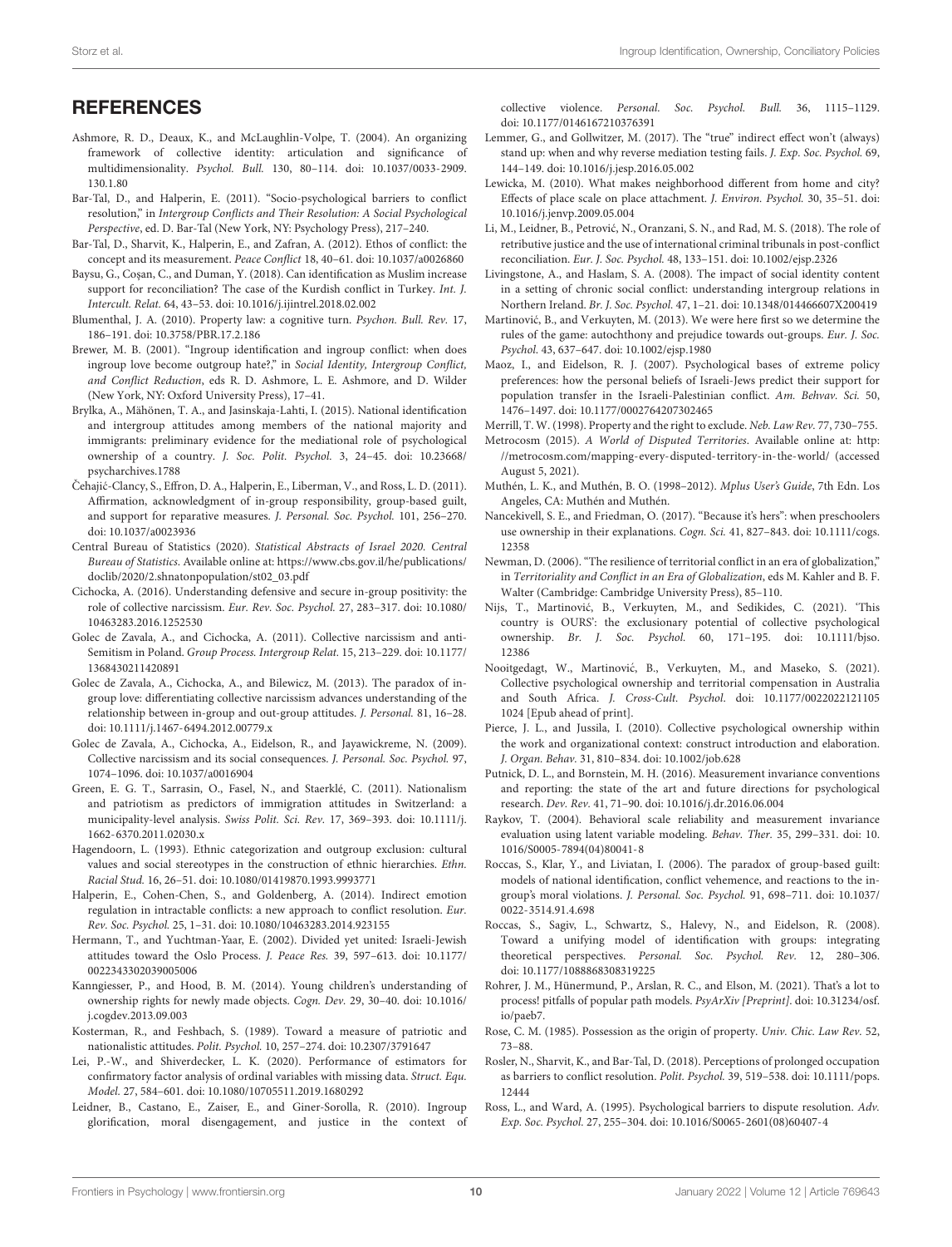## REFERENCES

Ashmore, R. D., Deaux, K., and McLaughlin-Volpe, T. (2004). An organizing framework of collective identity: articulation and significance of multidimensionality. *Psychol. Bull.* 130, 80–114. doi: 10.1037/0033-2909.130.1.80

Bar-Tal, D., and Halperin, E. (2011). "Socio-psychological barriers to conflict resolution," in *Intergroup Conflicts and Their Resolution: A Social Psychological Perspective*, ed. D. Bar-Tal (New York, NY: Psychology Press), 217–240.

Bar-Tal, D., Sharvit, K., Halperin, E., and Zafran, A. (2012). Ethos of conflict: the concept and its measurement. *Peace Conflict* 18, 40–61. doi: 10.1037/a0026860

Baysu, G., Coşan, C., and Duman, Y. (2018). Can identification as Muslim increase support for reconciliation? The case of the Kurdish conflict in Turkey. *Int. J. Intercult. Relat.* 64, 43–53. doi: 10.1016/j.ijintrel.2018.02.002

Blumenthal, J. A. (2010). Property law: a cognitive turn. *Psychon. Bull. Rev.* 17, 186–191. doi: 10.3758/PBR.17.2.186

Brewer, M. B. (2001). "Ingroup identification and ingroup conflict: when does ingroup love become outgroup hate?," in *Social Identity, Intergroup Conflict, and Conflict Reduction*, eds R. D. Ashmore, L. E. Ashmore, and D. Wilder (New York, NY: Oxford University Press), 17–41.

Brylka, A., Mähönen, T. A., and Jasinskaja-Lahti, I. (2015). National identification and intergroup attitudes among members of the national majority and immigrants: preliminary evidence for the mediational role of psychological ownership of a country. *J. Soc. Polit. Psychol.* 3, 24–45. doi: 10.23668/psycharchives.1788

Čehajić-Clancy, S., Effron, D. A., Halperin, E., Liberman, V., and Ross, L. D. (2011). Affirmation, acknowledgment of in-group responsibility, group-based guilt, and support for reparative measures. *J. Personal. Soc. Psychol.* 101, 256–270. doi: 10.1037/a0023936

Central Bureau of Statistics (2020). *Statistical Abstracts of Israel 2020. Central Bureau of Statistics*. Available online at: https://www.cbs.gov.il/he/publications/doclib/2020/2.shnatonpopulation/st02_03.pdf

Cichocka, A. (2016). Understanding defensive and secure in-group positivity: the role of collective narcissism. *Eur. Rev. Soc. Psychol.* 27, 283–317. doi: 10.1080/10463283.2016.1252530

Golec de Zavala, A., and Cichocka, A. (2011). Collective narcissism and anti-Semitism in Poland. *Group Process. Intergroup Relat.* 15, 213–229. doi: 10.1177/1368430211420891

Golec de Zavala, A., Cichocka, A., and Bilewicz, M. (2013). The paradox of in-group love: differentiating collective narcissism advances understanding of the relationship between in-group and out-group attitudes. *J. Personal.* 81, 16–28. doi: 10.1111/j.1467-6494.2012.00779.x

Golec de Zavala, A., Cichocka, A., Eidelson, R., and Jayawickreme, N. (2009). Collective narcissism and its social consequences. *J. Personal. Soc. Psychol.* 97, 1074–1096. doi: 10.1037/a0016904

Green, E. G. T., Sarrasin, O., Fasel, N., and Staerklé, C. (2011). Nationalism and patriotism as predictors of immigration attitudes in Switzerland: a municipality-level analysis. *Swiss Polit. Sci. Rev.* 17, 369–393. doi: 10.1111/j.1662-6370.2011.02030.x

Hagendoorn, L. (1993). Ethnic categorization and outgroup exclusion: cultural values and social stereotypes in the construction of ethnic hierarchies. *Ethn. Racial Stud.* 16, 26–51. doi: 10.1080/01419870.1993.9993771

Halperin, E., Cohen-Chen, S., and Goldenberg, A. (2014). Indirect emotion regulation in intractable conflicts: a new approach to conflict resolution. *Eur. Rev. Soc. Psychol.* 25, 1–31. doi: 10.1080/10463283.2014.923155

Hermann, T., and Yuchtman-Yaar, E. (2002). Divided yet united: Israeli-Jewish attitudes toward the Oslo Process. *J. Peace Res.* 39, 597–613. doi: 10.1177/0022343302039005006

Kanngiesser, P., and Hood, B. M. (2014). Young children's understanding of ownership rights for newly made objects. *Cogn. Dev.* 29, 30–40. doi: 10.1016/j.cogdev.2013.09.003

Kosterman, R., and Feshbach, S. (1989). Toward a measure of patriotic and nationalistic attitudes. *Polit. Psychol.* 10, 257–274. doi: 10.2307/3791647

Lei, P.-W., and Shiverdecker, L. K. (2020). Performance of estimators for confirmatory factor analysis of ordinal variables with missing data. *Struct. Equ. Model.* 27, 584–601. doi: 10.1080/10705511.2019.1680292

Leidner, B., Castano, E., Zaiser, E., and Giner-Sorolla, R. (2010). Ingroup glorification, moral disengagement, and justice in the context of collective violence. *Personal. Soc. Psychol. Bull.* 36, 1115–1129. doi: 10.1177/0146167210376391

Lemmer, G., and Gollwitzer, M. (2017). The "true" indirect effect won't (always) stand up: when and why reverse mediation testing fails. *J. Exp. Soc. Psychol.* 69, 144–149. doi: 10.1016/j.jesp.2016.05.002

Lewicka, M. (2010). What makes neighborhood different from home and city? Effects of place scale on place attachment. *J. Environ. Psychol.* 30, 35–51. doi: 10.1016/j.jenvp.2009.05.004

Li, M., Leidner, B., Petrović, N., Oranzani, S. N., and Rad, M. S. (2018). The role of retributive justice and the use of international criminal tribunals in post-conflict reconciliation. *Eur. J. Soc. Psychol.* 48, 133–151. doi: 10.1002/ejsp.2326

Livingstone, A., and Haslam, S. A. (2008). The impact of social identity content in a setting of chronic social conflict: understanding intergroup relations in Northern Ireland. *Br. J. Soc. Psychol.* 47, 1–21. doi: 10.1348/014466607X200419

Martinović, B., and Verkuyten, M. (2013). We were here first so we determine the rules of the game: autochthony and prejudice towards out-groups. *Eur. J. Soc. Psychol.* 43, 637–647. doi: 10.1002/ejsp.1980

Maoz, I., and Eidelson, R. J. (2007). Psychological bases of extreme policy preferences: how the personal beliefs of Israeli-Jews predict their support for population transfer in the Israeli-Palestinian conflict. *Am. Behav. Sci.* 50, 1476–1497. doi: 10.1177/0002764207302465

Merrill, T. W. (1998). Property and the right to exclude. *Neb. Law Rev.* 77, 730–755.

Metrocosm (2015). *A World of Disputed Territories*. Available online at: http://metrocosm.com/mapping-every-disputed-territory-in-the-world/ (accessed August 5, 2021).

Muthén, L. K., and Muthén, B. O. (1998–2012). *Mplus User's Guide*, 7th Edn. Los Angeles, CA: Muthén and Muthén.

Nancekivell, S. E., and Friedman, O. (2017). "Because it's hers": when preschoolers use ownership in their explanations. *Cogn. Sci.* 41, 827–843. doi: 10.1111/cogs.12358

Newman, D. (2006). "The resilience of territorial conflict in an era of globalization," in *Territoriality and Conflict in an Era of Globalization*, eds M. Kahler and B. F. Walter (Cambridge: Cambridge University Press), 85–110.

Nijs, T., Martinović, B., Verkuyten, M., and Sedikides, C. (2021). 'This country is OURS': the exclusionary potential of collective psychological ownership. *Br. J. Soc. Psychol.* 60, 171–195. doi: 10.1111/bjso.12386

Nooitgedagt, W., Martinović, B., Verkuyten, M., and Maseko, S. (2021). Collective psychological ownership and territorial compensation in Australia and South Africa. *J. Cross-Cult. Psychol*. doi: 10.1177/00220221211051024 [Epub ahead of print].

Pierce, J. L., and Jussila, I. (2010). Collective psychological ownership within the work and organizational context: construct introduction and elaboration. *J. Organ. Behav.* 31, 810–834. doi: 10.1002/job.628

Putnick, D. L., and Bornstein, M. H. (2016). Measurement invariance conventions and reporting: the state of the art and future directions for psychological research. *Dev. Rev.* 41, 71–90. doi: 10.1016/j.dr.2016.06.004

Raykov, T. (2004). Behavioral scale reliability and measurement invariance evaluation using latent variable modeling. *Behav. Ther.* 35, 299–331. doi: 10.1016/S0005-7894(04)80041-8

Roccas, S., Klar, Y., and Liviatan, I. (2006). The paradox of group-based guilt: models of national identification, conflict vehemence, and reactions to the in-group's moral violations. *J. Personal. Soc. Psychol.* 91, 698–711. doi: 10.1037/0022-3514.91.4.698

Roccas, S., Sagiv, L., Schwartz, S., Halevy, N., and Eidelson, R. (2008). Toward a unifying model of identification with groups: integrating theoretical perspectives. *Personal. Soc. Psychol. Rev.* 12, 280–306. doi: 10.1177/1088868308319225

Rohrer, J. M., Hünermund, P., Arslan, R. C., and Elson, M. (2021). That's a lot to process! pitfalls of popular path models. *PsyArXiv [Preprint]*. doi: 10.31234/osf.io/paeb7.

Rose, C. M. (1985). Possession as the origin of property. *Univ. Chic. Law Rev.* 52, 73–88.

Rosler, N., Sharvit, K., and Bar-Tal, D. (2018). Perceptions of prolonged occupation as barriers to conflict resolution. *Polit. Psychol.* 39, 519–538. doi: 10.1111/pops.12444

Ross, L., and Ward, A. (1995). Psychological barriers to dispute resolution. *Adv. Exp. Soc. Psychol.* 27, 255–304. doi: 10.1016/S0065-2601(08)60407-4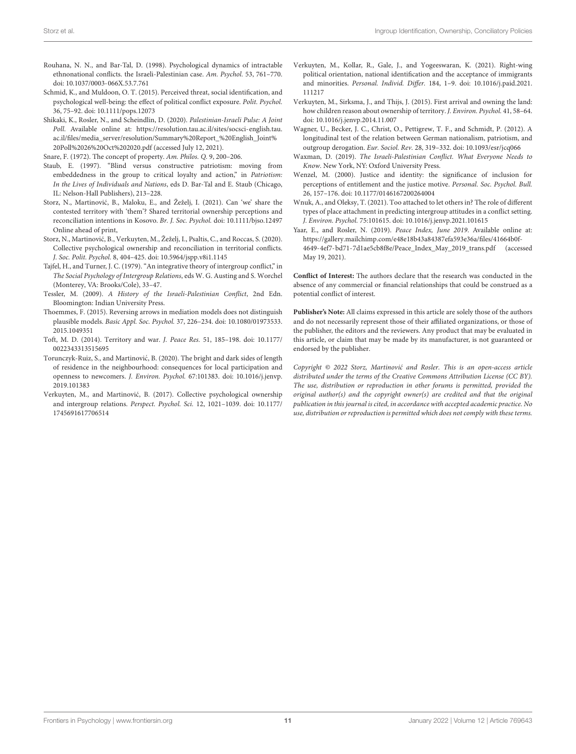Rouhana, N. N., and Bar-Tal, D. (1998). Psychological dynamics of intractable ethnonational conflicts. the Israeli-Palestinian case. *Am. Psychol.* 53, 761–770. doi: 10.1037/0003-066X.53.7.761

Schmid, K., and Muldoon, O. T. (2015). Perceived threat, social identification, and psychological well-being: the effect of political conflict exposure. *Polit. Psychol.* 36, 75–92. doi: 10.1111/pops.12073

Shikaki, K., Rosler, N., and Scheindlin, D. (2020). *Palestinian-Israeli Pulse: A Joint Poll.* Available online at: https://resolution.tau.ac.il/sites/socsci-english.tau.ac.il/files/media_server/resolution/Summary%20Report_%20English_Joint%20Poll%2026%20Oct%202020.pdf (accessed July 12, 2021).

Snare, F. (1972). The concept of property. *Am. Philos. Q.* 9, 200–206.

Staub, E. (1997). "Blind versus constructive patriotism: moving from embeddedness in the group to critical loyalty and action," in *Patriotism: In the Lives of Individuals and Nations*, eds D. Bar-Tal and E. Staub (Chicago, IL: Nelson-Hall Publishers), 213–228.

Storz, N., Martinović, B., Maloku, E., and Žeželj, I. (2021). Can 'we' share the contested territory with 'them'? Shared territorial ownership perceptions and reconciliation intentions in Kosovo. *Br. J. Soc. Psychol.* doi: 10.1111/bjso.12497 Online ahead of print,

Storz, N., Martinović, B., Verkuyten, M., Žeželj, I., Psaltis, C., and Roccas, S. (2020). Collective psychological ownership and reconciliation in territorial conflicts. *J. Soc. Polit. Psychol.* 8, 404–425. doi: 10.5964/jspp.v8i1.1145

Tajfel, H., and Turner, J. C. (1979). "An integrative theory of intergroup conflict," in *The Social Psychology of Intergroup Relations*, eds W. G. Austing and S. Worchel (Monterey, VA: Brooks/Cole), 33–47.

Tessler, M. (2009). *A History of the Israeli-Palestinian Conflict*, 2nd Edn. Bloomington: Indian University Press.

Thoemmes, F. (2015). Reversing arrows in mediation models does not distinguish plausible models. *Basic Appl. Soc. Psychol.* 37, 226–234. doi: 10.1080/01973533.2015.1049351

Toft, M. D. (2014). Territory and war. *J. Peace Res.* 51, 185–198. doi: 10.1177/0022343313515695

Torunczyk-Ruiz, S., and Martinović, B. (2020). The bright and dark sides of length of residence in the neighbourhood: consequences for local participation and openness to newcomers. *J. Environ. Psychol.* 67:101383. doi: 10.1016/j.jenvp.2019.101383

Verkuyten, M., and Martinović, B. (2017). Collective psychological ownership and intergroup relations. *Perspect. Psychol. Sci.* 12, 1021–1039. doi: 10.1177/1745691617706514

Verkuyten, M., Kollar, R., Gale, J., and Yogeeswaran, K. (2021). Right-wing political orientation, national identification and the acceptance of immigrants and minorities. *Personal. Individ. Differ.* 184, 1–9. doi: 10.1016/j.paid.2021.111217

Verkuyten, M., Sirksma, J., and Thijs, J. (2015). First arrival and owning the land: how children reason about ownership of territory. *J. Environ. Psychol.* 41, 58–64. doi: 10.1016/j.jenvp.2014.11.007

Wagner, U., Becker, J. C., Christ, O., Pettigrew, T. F., and Schmidt, P. (2012). A longitudinal test of the relation between German nationalism, patriotism, and outgroup derogation. *Eur. Sociol. Rev.* 28, 319–332. doi: 10.1093/esr/jcq066

Waxman, D. (2019). *The Israeli-Palestinian Conflict. What Everyone Needs to Know*. New York, NY: Oxford University Press.

Wenzel, M. (2000). Justice and identity: the significance of inclusion for perceptions of entitlement and the justice motive. *Personal. Soc. Psychol. Bull.* 26, 157–176. doi: 10.1177/0146167200264004

Wnuk, A., and Oleksy, T. (2021). Too attached to let others in? The role of different types of place attachment in predicting intergroup attitudes in a conflict setting. *J. Environ. Psychol.* 75:101615. doi: 10.1016/j.jenvp.2021.101615

Yaar, E., and Rosler, N. (2019). *Peace Index, June 2019*. Available online at: https://gallery.mailchimp.com/e48e18b43a84387efa593e36a/files/41664b0f-4649-4ef7-bd71-7d1ae5cb8f8e/Peace_Index_May_2019_trans.pdf (accessed May 19, 2021).

**Conflict of Interest:** The authors declare that the research was conducted in the absence of any commercial or financial relationships that could be construed as a potential conflict of interest.

**Publisher's Note:** All claims expressed in this article are solely those of the authors and do not necessarily represent those of their affiliated organizations, or those of the publisher, the editors and the reviewers. Any product that may be evaluated in this article, or claim that may be made by its manufacturer, is not guaranteed or endorsed by the publisher.

*Copyright © 2022 Storz, Martinović and Rosler. This is an open-access article distributed under the terms of the Creative Commons Attribution License (CC BY). The use, distribution or reproduction in other forums is permitted, provided the original author(s) and the copyright owner(s) are credited and that the original publication in this journal is cited, in accordance with accepted academic practice. No use, distribution or reproduction is permitted which does not comply with these terms.*